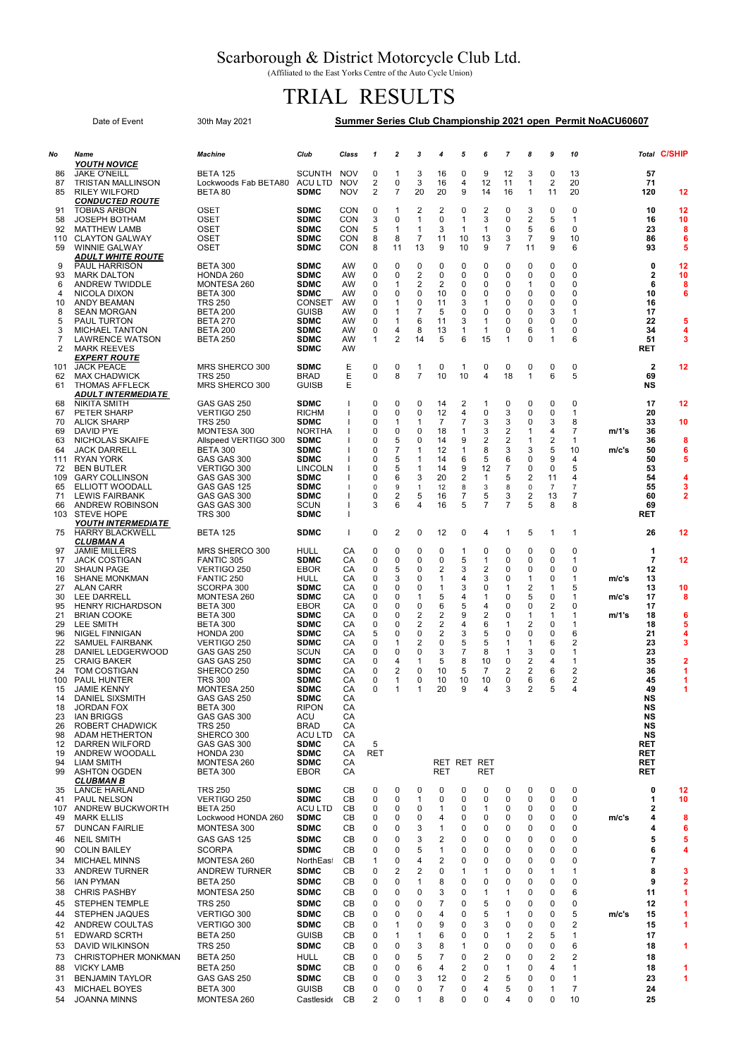# Scarborough & District Motorcycle Club Ltd.

(Affiliated to the East Yorks Centre of the Auto Cycle Union)

# TRIAL RESULTS

Date of Event 30th May 2021 **Summer Series Club Championship 2021 open Permit NoACU60607**

| No | Name | Machine | Club | Class | 1 | 2 | 3 | 4 | 5 | 6 | 7 | 8 | 9 | 10 | | Total | C/SHIP |
|---|---|---|---|---|---|---|---|---|---|---|---|---|---|---|---|---|---|
| | ***YOUTH NOVICE*** | | | | | | | | | | | | | | | | |
| 86 | JAKE O'NEILL | BETA 125 | SCUNTH | NOV | 0 | 1 | 3 | 16 | 0 | 9 | 12 | 3 | 0 | 13 | | 57 | |
| 87 | TRISTAN MALLINSON | Lockwoods Fab BETA80 | ACU LTD | NOV | 2 | 0 | 3 | 16 | 4 | 12 | 11 | 1 | 2 | 20 | | 71 | |
| 85 | RILEY WILFORD | BETA 80 | SDMC | NOV | 2 | 7 | 20 | 20 | 9 | 14 | 16 | 1 | 11 | 20 | | 120 | 12 |
| | ***CONDUCTED ROUTE*** | | | | | | | | | | | | | | | | |
| 91 | TOBIAS ARBON | OSET | SDMC | CON | 0 | 1 | 2 | 2 | 0 | 2 | 0 | 3 | 0 | 0 | | 10 | 12 |
| 58 | JOSEPH BOTHAM | OSET | SDMC | CON | 3 | 0 | 1 | 0 | 1 | 3 | 0 | 2 | 5 | 1 | | 16 | 10 |
| 92 | MATTHEW LAMB | OSET | SDMC | CON | 5 | 1 | 1 | 3 | 1 | 1 | 0 | 5 | 6 | 0 | | 23 | 8 |
| 110 | CLAYTON GALWAY | OSET | SDMC | CON | 8 | 8 | 7 | 11 | 10 | 13 | 3 | 7 | 9 | 10 | | 86 | 6 |
| 59 | WINNIE GALWAY | OSET | SDMC | CON | 8 | 11 | 13 | 9 | 10 | 9 | 7 | 11 | 9 | 6 | | 93 | 5 |
| | ***ADULT WHITE ROUTE*** | | | | | | | | | | | | | | | | |
| 9 | PAUL HARRISON | BETA 300 | SDMC | AW | 0 | 0 | 0 | 0 | 0 | 0 | 0 | 0 | 0 | 0 | | 0 | 12 |
| 93 | MARK DALTON | HONDA 260 | SDMC | AW | 0 | 0 | 2 | 0 | 0 | 0 | 0 | 0 | 0 | 0 | | 2 | 10 |
| 6 | ANDREW TWIDDLE | MONTESA 260 | SDMC | AW | 0 | 1 | 2 | 2 | 0 | 0 | 0 | 1 | 0 | 0 | | 6 | 8 |
| 4 | NICOLA DIXON | BETA 300 | SDMC | AW | 0 | 0 | 0 | 10 | 0 | 0 | 0 | 0 | 0 | 0 | | 10 | 6 |
| 10 | ANDY BEAMAN | TRS 250 | CONSET | AW | 0 | 1 | 0 | 11 | 3 | 1 | 0 | 0 | 0 | 0 | | 16 | |
| 8 | SEAN MORGAN | BETA 200 | GUISB | AW | 0 | 1 | 7 | 5 | 0 | 0 | 0 | 0 | 3 | 1 | | 17 | |
| 5 | PAUL TURTON | BETA 270 | SDMC | AW | 0 | 1 | 6 | 11 | 3 | 1 | 0 | 0 | 0 | 0 | | 22 | 5 |
| 3 | MICHAEL TANTON | BETA 200 | SDMC | AW | 0 | 4 | 8 | 13 | 1 | 1 | 0 | 6 | 1 | 0 | | 34 | 4 |
| 7 | LAWRENCE WATSON | BETA 250 | SDMC | AW | 1 | 2 | 14 | 5 | 6 | 15 | 1 | 0 | 1 | 6 | | 51 | 3 |
| 2 | MARK REEVES | | SDMC | AW | | | | | | | | | | | | RET | |
| | ***EXPERT ROUTE*** | | | | | | | | | | | | | | | | |
| 101 | JACK PEACE | MRS SHERCO 300 | SDMC | E | 0 | 0 | 1 | 0 | 1 | 0 | 0 | 0 | 0 | 0 | | 2 | 12 |
| 62 | MAX CHADWICK | TRS 250 | BRAD | E | 0 | 8 | 7 | 10 | 10 | 4 | 18 | 1 | 6 | 5 | | 69 | |
| 61 | THOMAS AFFLECK | MRS SHERCO 300 | GUISB | E | | | | | | | | | | | | NS | |
| | ***ADULT INTERMEDIATE*** | | | | | | | | | | | | | | | | |
| 68 | NIKITA SMITH | GAS GAS 250 | SDMC | I | 0 | 0 | 0 | 14 | 2 | 1 | 0 | 0 | 0 | 0 | | 17 | 12 |
| 67 | PETER SHARP | VERTIGO 250 | RICHM | I | 0 | 0 | 0 | 12 | 4 | 0 | 3 | 0 | 0 | 1 | | 20 | |
| 70 | ALICK SHARP | TRS 250 | SDMC | I | 0 | 1 | 1 | 7 | 7 | 3 | 3 | 0 | 3 | 8 | | 33 | 10 |
| 69 | DAVID PYE | MONTESA 300 | NORTHA | I | 0 | 0 | 0 | 18 | 1 | 3 | 2 | 1 | 4 | 7 | m/1's | 36 | |
| 63 | NICHOLAS SKAIFE | Allspeed VERTIGO 300 | SDMC | I | 0 | 5 | 0 | 14 | 9 | 2 | 2 | 1 | 2 | 1 | | 36 | 8 |
| 64 | JACK DARRELL | BETA 300 | SDMC | I | 0 | 7 | 1 | 12 | 1 | 8 | 3 | 3 | 5 | 10 | m/c's | 50 | 6 |
| 111 | RYAN YORK | GAS GAS 300 | SDMC | I | 0 | 5 | 1 | 14 | 6 | 5 | 6 | 0 | 9 | 4 | | 50 | 5 |
| 72 | BEN BUTLER | VERTIGO 300 | LINCOLN | I | 0 | 5 | 1 | 14 | 9 | 12 | 7 | 0 | 0 | 5 | | 53 | |
| 109 | GARY COLLINSON | GAS GAS 300 | SDMC | I | 0 | 6 | 3 | 20 | 2 | 1 | 5 | 2 | 11 | 4 | | 54 | 4 |
| 65 | ELLIOTT WOODALL | GAS GAS 125 | SDMC | I | 0 | 9 | 1 | 12 | 8 | 3 | 8 | 0 | 7 | 7 | | 55 | 3 |
| 71 | LEWIS FAIRBANK | GAS GAS 300 | SDMC | I | 0 | 2 | 5 | 16 | 7 | 5 | 3 | 2 | 13 | 7 | | 60 | 2 |
| 66 | ANDREW ROBINSON | GAS GAS 300 | SCUN | I | 3 | 6 | 4 | 16 | 5 | 7 | 7 | 5 | 8 | 8 | | 69 | |
| 103 | STEVE HOPE | TRS 300 | SDMC | I | | | | | | | | | | | | RET | |
| | ***YOUTH INTERMEDIATE*** | | | | | | | | | | | | | | | | |
| 75 | HARRY BLACKWELL | BETA 125 | SDMC | I | 0 | 2 | 0 | 12 | 0 | 4 | 1 | 5 | 1 | 1 | | 26 | 12 |
| | ***CLUBMAN A*** | | | | | | | | | | | | | | | | |
| 97 | JAMIE MILLERS | MRS SHERCO 300 | HULL | CA | 0 | 0 | 0 | 0 | 1 | 0 | 0 | 0 | 0 | 0 | | 1 | |
| 17 | JACK COSTIGAN | FANTIC 305 | SDMC | CA | 0 | 0 | 0 | 0 | 5 | 1 | 0 | 0 | 0 | 1 | | 7 | 12 |
| 20 | SHAUN PAGE | VERTIGO 250 | EBOR | CA | 0 | 5 | 0 | 2 | 3 | 2 | 0 | 0 | 0 | 0 | | 12 | |
| 16 | SHANE MONKMAN | FANTIC 250 | HULL | CA | 0 | 3 | 0 | 1 | 4 | 3 | 0 | 1 | 0 | 1 | m/c's | 13 | |
| 27 | ALAN CARR | SCORPA 300 | SDMC | CA | 0 | 0 | 0 | 1 | 3 | 0 | 1 | 2 | 1 | 5 | | 13 | 10 |
| 30 | LEE DARRELL | MONTESA 260 | SDMC | CA | 0 | 0 | 1 | 5 | 4 | 1 | 0 | 5 | 0 | 1 | m/c's | 17 | 8 |
| 95 | HENRY RICHARDSON | BETA 300 | EBOR | CA | 0 | 0 | 0 | 6 | 5 | 4 | 0 | 0 | 2 | 0 | | 17 | |
| 21 | BRIAN COOKE | BETA 300 | SDMC | CA | 0 | 0 | 2 | 2 | 9 | 2 | 0 | 1 | 1 | 1 | m/1's | 18 | 6 |
| 29 | LEE SMITH | BETA 300 | SDMC | CA | 0 | 0 | 2 | 2 | 4 | 6 | 1 | 2 | 0 | 1 | | 18 | 5 |
| 96 | NIGEL FINNIGAN | HONDA 200 | SDMC | CA | 5 | 0 | 0 | 2 | 3 | 5 | 0 | 0 | 0 | 6 | | 21 | 4 |
| 22 | SAMUEL FAIRBANK | VERTIGO 250 | SDMC | CA | 0 | 1 | 2 | 0 | 5 | 5 | 1 | 1 | 6 | 2 | | 23 | 3 |
| 28 | DANIEL LEDGERWOOD | GAS GAS 250 | SCUN | CA | 0 | 0 | 0 | 3 | 7 | 8 | 1 | 3 | 0 | 1 | | 23 | |
| 25 | CRAIG BAKER | GAS GAS 250 | SDMC | CA | 0 | 4 | 1 | 5 | 8 | 10 | 0 | 2 | 4 | 1 | | 35 | 2 |
| 24 | TOM COSTIGAN | SHERCO 250 | SDMC | CA | 0 | 2 | 0 | 10 | 5 | 7 | 2 | 2 | 6 | 2 | | 36 | 1 |
| 100 | PAUL HUNTER | TRS 300 | SDMC | CA | 0 | 1 | 0 | 10 | 10 | 10 | 0 | 6 | 6 | 2 | | 45 | 1 |
| 15 | JAMIE KENNY | MONTESA 250 | SDMC | CA | 0 | 1 | 1 | 20 | 9 | 4 | 3 | 2 | 5 | 4 | | 49 | 1 |
| 14 | DANIEL SIXSMITH | GAS GAS 250 | SDMC | CA | | | | | | | | | | | | NS | |
| 18 | JORDAN FOX | BETA 300 | RIPON | CA | | | | | | | | | | | | NS | |
| 23 | IAN BRIGGS | GAS GAS 300 | ACU | CA | | | | | | | | | | | | NS | |
| 26 | ROBERT CHADWICK | TRS 250 | BRAD | CA | | | | | | | | | | | | NS | |
| 98 | ADAM HETHERTON | SHERCO 300 | ACU LTD | CA | | | | | | | | | | | | NS | |
| 12 | DARREN WILFORD | GAS GAS 300 | SDMC | CA | 5 | | | | | | | | | | | RET | |
| 19 | ANDREW WOODALL | HONDA 230 | SDMC | CA | RET | | | | | | | | | | | RET | |
| 94 | LIAM SMITH | MONTESA 260 | SDMC | CA | | | | RET | RET | RET | | | | | | RET | |
| 99 | ASHTON OGDEN | BETA 300 | EBOR | CA | | | | RET | | RET | | | | | | RET | |
| | ***CLUBMAN B*** | | | | | | | | | | | | | | | | |
| 35 | LANCE HARLAND | TRS 250 | SDMC | CB | 0 | 0 | 0 | 0 | 0 | 0 | 0 | 0 | 0 | 0 | | 0 | 12 |
| 41 | PAUL NELSON | VERTIGO 250 | SDMC | CB | 0 | 0 | 1 | 0 | 0 | 0 | 0 | 0 | 0 | 0 | | 1 | 10 |
| 107 | ANDREW BUCKWORTH | BETA 250 | ACU LTD | CB | 0 | 0 | 0 | 1 | 0 | 1 | 0 | 0 | 0 | 0 | | 2 | |
| 49 | MARK ELLIS | Lockwood HONDA 260 | SDMC | CB | 0 | 0 | 0 | 4 | 0 | 0 | 0 | 0 | 0 | 0 | m/c's | 4 | 8 |
| 57 | DUNCAN FAIRLIE | MONTESA 300 | SDMC | CB | 0 | 0 | 3 | 1 | 0 | 0 | 0 | 0 | 0 | 0 | | 4 | 6 |
| 46 | NEIL SMITH | GAS GAS 125 | SDMC | CB | 0 | 0 | 3 | 2 | 0 | 0 | 0 | 0 | 0 | 0 | | 5 | 5 |
| 90 | COLIN BAILEY | SCORPA | SDMC | CB | 0 | 0 | 5 | 1 | 0 | 0 | 0 | 0 | 0 | 0 | | 6 | 4 |
| 34 | MICHAEL MINNS | MONTESA 260 | NorthEast | CB | 1 | 0 | 4 | 2 | 0 | 0 | 0 | 0 | 0 | 0 | | 7 | |
| 33 | ANDREW TURNER | ANDREW TURNER | SDMC | CB | 0 | 2 | 2 | 0 | 1 | 1 | 0 | 0 | 1 | 1 | | 8 | 3 |
| 56 | IAN PYMAN | BETA 250 | SDMC | CB | 0 | 0 | 1 | 8 | 0 | 0 | 0 | 0 | 0 | 0 | | 9 | 2 |
| 38 | CHRIS PASHBY | MONTESA 250 | SDMC | CB | 0 | 0 | 0 | 3 | 0 | 1 | 1 | 0 | 0 | 6 | | 11 | 1 |
| 45 | STEPHEN TEMPLE | TRS 250 | SDMC | CB | 0 | 0 | 0 | 7 | 0 | 5 | 0 | 0 | 0 | 0 | | 12 | 1 |
| 44 | STEPHEN JAQUES | VERTIGO 300 | SDMC | CB | 0 | 0 | 0 | 4 | 0 | 5 | 1 | 0 | 0 | 5 | m/c's | 15 | 1 |
| 42 | ANDREW COULTAS | VERTIGO 300 | SDMC | CB | 0 | 1 | 0 | 9 | 0 | 3 | 0 | 0 | 0 | 2 | | 15 | 1 |
| 51 | EDWARD SCRTH | BETA 250 | GUISB | CB | 0 | 1 | 1 | 6 | 0 | 0 | 1 | 2 | 5 | 1 | | 17 | |
| 53 | DAVID WILKINSON | TRS 250 | SDMC | CB | 0 | 0 | 3 | 8 | 1 | 0 | 0 | 0 | 0 | 6 | | 18 | 1 |
| 73 | CHRISTOPHER MONKMAN | BETA 250 | HULL | CB | 0 | 0 | 5 | 7 | 0 | 2 | 0 | 0 | 2 | 2 | | 18 | |
| 88 | VICKY LAMB | BETA 250 | SDMC | CB | 0 | 0 | 6 | 4 | 2 | 0 | 1 | 0 | 4 | 1 | | 18 | 1 |
| 31 | BENJAMIN TAYLOR | GAS GAS 250 | SDMC | CB | 0 | 0 | 3 | 12 | 0 | 2 | 5 | 0 | 0 | 1 | | 23 | 1 |
| 43 | MICHAEL BOYES | BETA 300 | GUISB | CB | 0 | 0 | 0 | 7 | 0 | 4 | 5 | 0 | 1 | 7 | | 24 | |
| 54 | JOANNA MINNS | MONTESA 260 | Castleside | CB | 2 | 0 | 1 | 8 | 0 | 0 | 4 | 0 | 0 | 10 | | 25 | |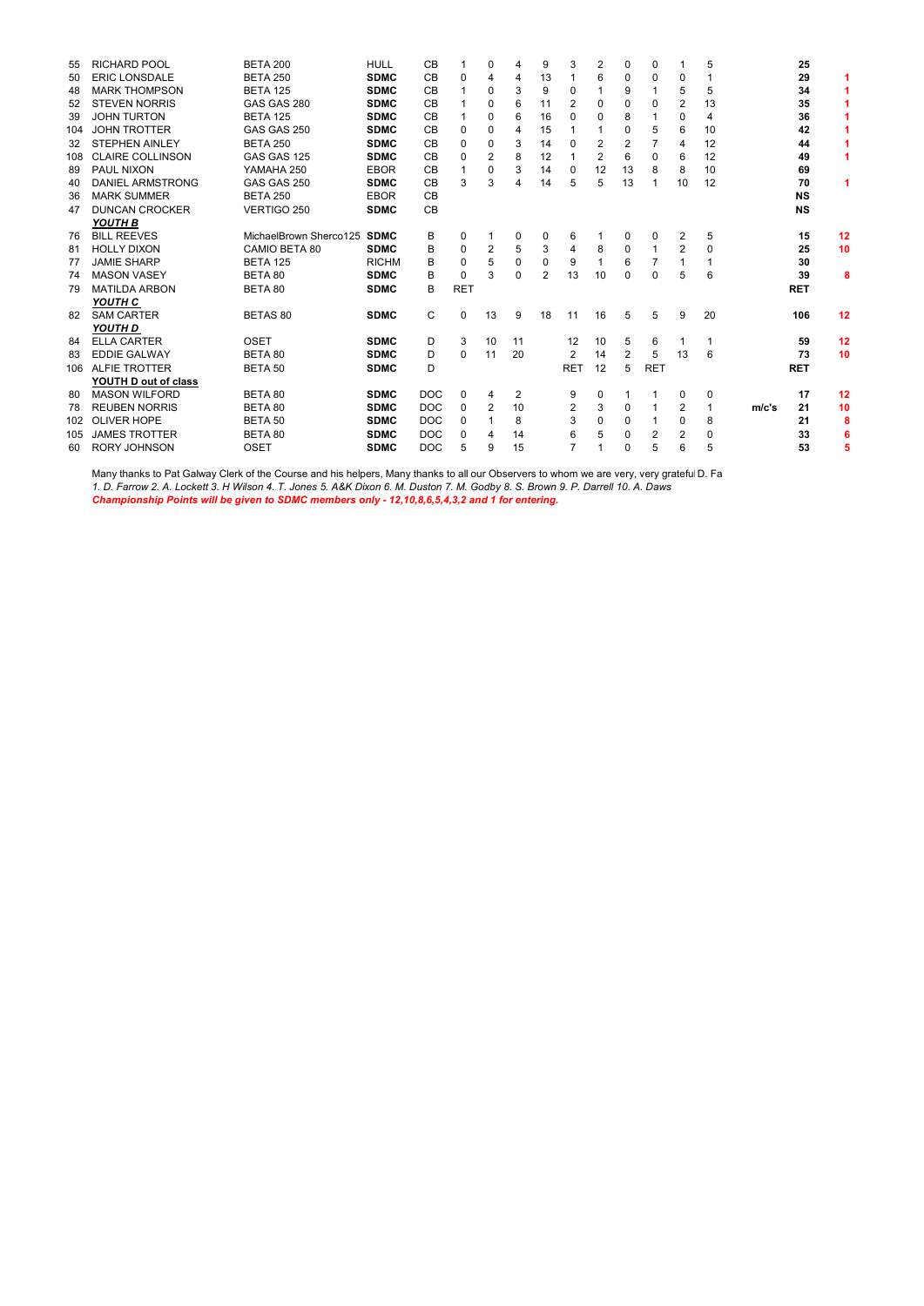| | | | | | | | | | | | | | | | | | |
|---|---|---|---|---|---|---|---|---|---|---|---|---|---|---|---|---|---|
| 55 | RICHARD POOL | BETA 200 | HULL | CB | 1 | 0 | 4 | 9 | 3 | 2 | 0 | 0 | 1 | 5 | | **25** | |
| 50 | ERIC LONSDALE | BETA 250 | **SDMC** | CB | 0 | 4 | 4 | 13 | 1 | 6 | 0 | 0 | 0 | 1 | | **29** | **1** |
| 48 | MARK THOMPSON | BETA 125 | **SDMC** | CB | 1 | 0 | 3 | 9 | 0 | 1 | 9 | 1 | 5 | 5 | | **34** | **1** |
| 52 | STEVEN NORRIS | GAS GAS 280 | **SDMC** | CB | 1 | 0 | 6 | 11 | 2 | 0 | 0 | 0 | 2 | 13 | | **35** | **1** |
| 39 | JOHN TURTON | BETA 125 | **SDMC** | CB | 1 | 0 | 6 | 16 | 0 | 0 | 8 | 1 | 0 | 4 | | **36** | **1** |
| 104 | JOHN TROTTER | GAS GAS 250 | **SDMC** | CB | 0 | 0 | 4 | 15 | 1 | 1 | 0 | 5 | 6 | 10 | | **42** | **1** |
| 32 | STEPHEN AINLEY | BETA 250 | **SDMC** | CB | 0 | 0 | 3 | 14 | 0 | 2 | 2 | 7 | 4 | 12 | | **44** | **1** |
| 108 | CLAIRE COLLINSON | GAS GAS 125 | **SDMC** | CB | 0 | 2 | 8 | 12 | 1 | 2 | 6 | 0 | 6 | 12 | | **49** | **1** |
| 89 | PAUL NIXON | YAMAHA 250 | **EBOR** | CB | 1 | 0 | 3 | 14 | 0 | 12 | 13 | 8 | 8 | 10 | | **69** | |
| 40 | DANIEL ARMSTRONG | GAS GAS 250 | **SDMC** | CB | 3 | 3 | 4 | 14 | 5 | 5 | 13 | 1 | 10 | 12 | | **70** | **1** |
| 36 | MARK SUMMER | BETA 250 | **EBOR** | CB | | | | | | | | | | | | **NS** | |
| 47 | DUNCAN CROCKER | VERTIGO 250 | **SDMC** | CB | | | | | | | | | | | | **NS** | |
| | ***YOUTH B*** | | | | | | | | | | | | | | | | |
| 76 | BILL REEVES | MichaelBrown Sherco125 | **SDMC** | B | 0 | 1 | 0 | 0 | 6 | 1 | 0 | 0 | 2 | 5 | | **15** | **12** |
| 81 | HOLLY DIXON | CAMIO BETA 80 | **SDMC** | B | 0 | 2 | 5 | 3 | 4 | 8 | 0 | 1 | 2 | 0 | | **25** | **10** |
| 77 | JAMIE SHARP | BETA 125 | **RICHM** | B | 0 | 5 | 0 | 0 | 9 | 1 | 6 | 7 | 1 | 1 | | **30** | |
| 74 | MASON VASEY | BETA 80 | **SDMC** | B | 0 | 3 | 0 | 2 | 13 | 10 | 0 | 0 | 5 | 6 | | **39** | **8** |
| 79 | MATILDA ARBON | BETA 80 | **SDMC** | B | RET | | | | | | | | | | | **RET** | |
| | ***YOUTH C*** | | | | | | | | | | | | | | | | |
| 82 | SAM CARTER | BETAS 80 | **SDMC** | C | 0 | 13 | 9 | 18 | 11 | 16 | 5 | 5 | 9 | 20 | | **106** | **12** |
| | ***YOUTH D*** | | | | | | | | | | | | | | | | |
| 84 | ELLA CARTER | OSET | **SDMC** | D | 3 | 10 | 11 | | 12 | 10 | 5 | 6 | 1 | 1 | | **59** | **12** |
| 83 | EDDIE GALWAY | BETA 80 | **SDMC** | D | 0 | 11 | 20 | | 2 | 14 | 2 | 5 | 13 | 6 | | **73** | **10** |
| 106 | ALFIE TROTTER | BETA 50 | **SDMC** | D | | | | | RET | 12 | 5 | RET | | | | **RET** | |
| | **YOUTH D out of class** | | | | | | | | | | | | | | | | |
| 80 | MASON WILFORD | BETA 80 | **SDMC** | DOC | 0 | 4 | 2 | | 9 | 0 | 1 | 1 | 0 | 0 | | **17** | **12** |
| 78 | REUBEN NORRIS | BETA 80 | **SDMC** | DOC | 0 | 2 | 10 | | 2 | 3 | 0 | 1 | 2 | 1 | **m/c's** | **21** | **10** |
| 102 | OLIVER HOPE | BETA 50 | **SDMC** | DOC | 0 | 1 | 8 | | 3 | 0 | 0 | 1 | 0 | 8 | | **21** | **8** |
| 105 | JAMES TROTTER | BETA 80 | **SDMC** | DOC | 0 | 4 | 14 | | 6 | 5 | 0 | 2 | 2 | 0 | | **33** | **6** |
| 60 | RORY JOHNSON | OSET | **SDMC** | DOC | 5 | 9 | 15 | | 7 | 1 | 0 | 5 | 6 | 5 | | **53** | **5** |

Many thanks to Pat Galway Clerk of the Course and his helpers, Many thanks to all our Observers to whom we are very, very grateful D. Fa

*1. D. Farrow 2. A. Lockett 3. H Wilson 4. T. Jones 5. A&K Dixon 6. M. Duston 7. M. Godby 8. S. Brown 9. P. Darrell 10. A. Daws*

***Championship Points will be given to SDMC members only - 12,10,8,6,5,4,3,2 and 1 for entering.***